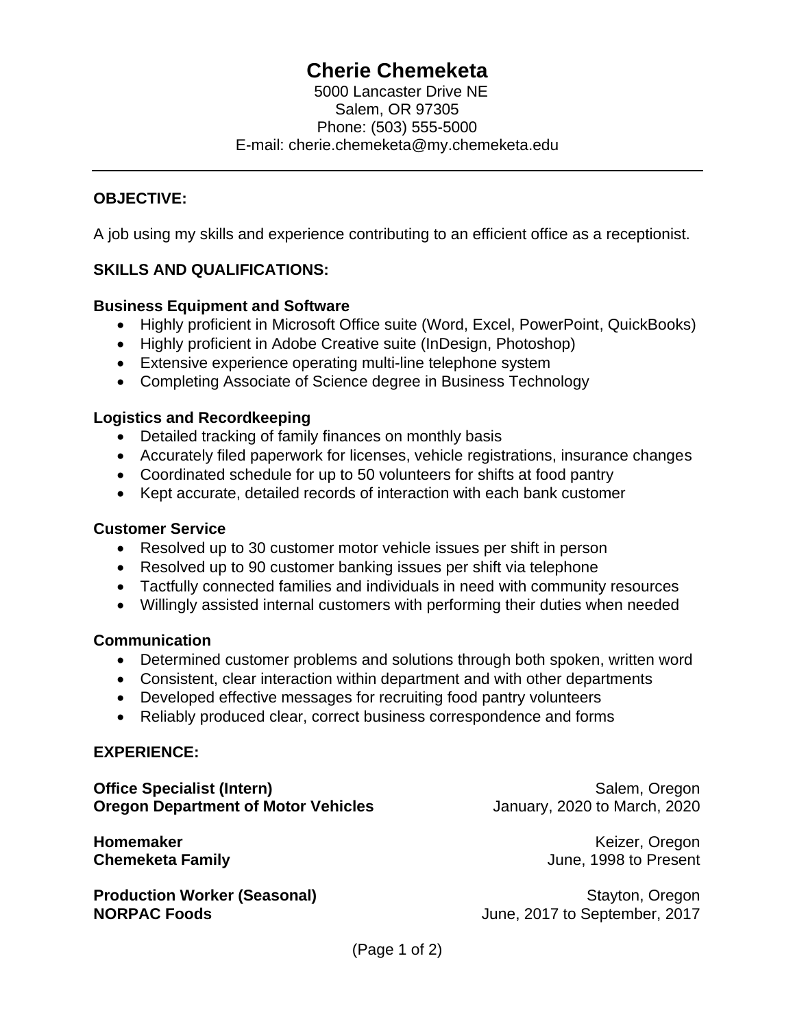# Cherie Chemeketa

5000 Lancaster Drive NE
Salem, OR 97305
Phone: (503) 555-5000
E-mail: cherie.chemeketa@my.chemeketa.edu

---

## OBJECTIVE:

A job using my skills and experience contributing to an efficient office as a receptionist.

## SKILLS AND QUALIFICATIONS:

### Business Equipment and Software

- Highly proficient in Microsoft Office suite (Word, Excel, PowerPoint, QuickBooks)
- Highly proficient in Adobe Creative suite (InDesign, Photoshop)
- Extensive experience operating multi-line telephone system
- Completing Associate of Science degree in Business Technology

### Logistics and Recordkeeping

- Detailed tracking of family finances on monthly basis
- Accurately filed paperwork for licenses, vehicle registrations, insurance changes
- Coordinated schedule for up to 50 volunteers for shifts at food pantry
- Kept accurate, detailed records of interaction with each bank customer

### Customer Service

- Resolved up to 30 customer motor vehicle issues per shift in person
- Resolved up to 90 customer banking issues per shift via telephone
- Tactfully connected families and individuals in need with community resources
- Willingly assisted internal customers with performing their duties when needed

### Communication

- Determined customer problems and solutions through both spoken, written word
- Consistent, clear interaction within department and with other departments
- Developed effective messages for recruiting food pantry volunteers
- Reliably produced clear, correct business correspondence and forms

## EXPERIENCE:

**Office Specialist (Intern)** — Salem, Oregon
**Oregon Department of Motor Vehicles** — January, 2020 to March, 2020

**Homemaker** — Keizer, Oregon
**Chemeketa Family** — June, 1998 to Present

**Production Worker (Seasonal)** — Stayton, Oregon
**NORPAC Foods** — June, 2017 to September, 2017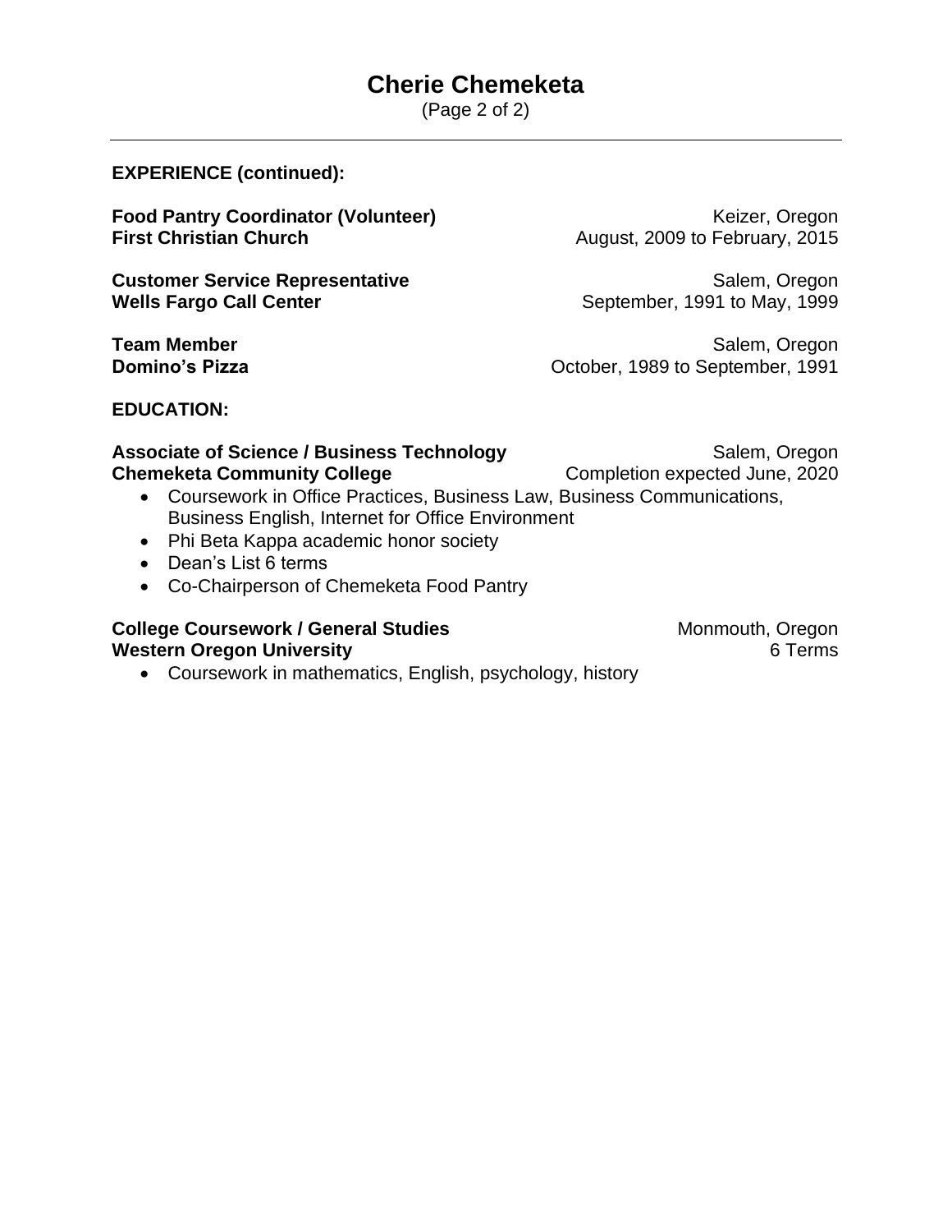**EXPERIENCE (continued):**

**Food Pantry Coordinator (Volunteer)** Keizer, Oregon
**First Christian Church** August, 2009 to February, 2015

**Customer Service Representative** Salem, Oregon
**Wells Fargo Call Center** September, 1991 to May, 1999

**Team Member** Salem, Oregon
**Domino's Pizza** October, 1989 to September, 1991

**EDUCATION:**

**Associate of Science / Business Technology** Salem, Oregon
**Chemeketa Community College** Completion expected June, 2020

- Coursework in Office Practices, Business Law, Business Communications, Business English, Internet for Office Environment
- Phi Beta Kappa academic honor society
- Dean's List 6 terms
- Co-Chairperson of Chemeketa Food Pantry

**College Coursework / General Studies** Monmouth, Oregon
**Western Oregon University** 6 Terms

- Coursework in mathematics, English, psychology, history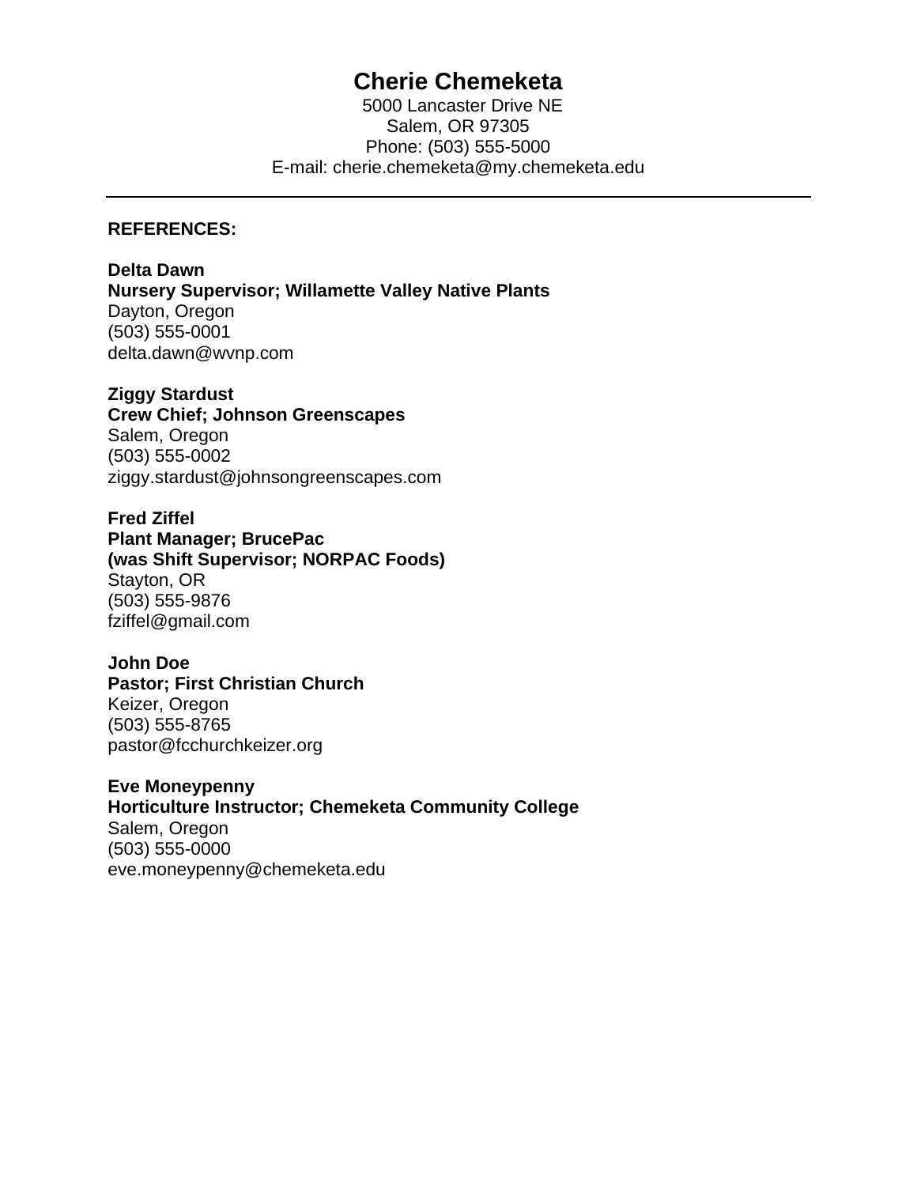# Cherie Chemeketa

5000 Lancaster Drive NE
Salem, OR 97305
Phone: (503) 555-5000
E-mail: cherie.chemeketa@my.chemeketa.edu

---

**REFERENCES:**

**Delta Dawn**
**Nursery Supervisor; Willamette Valley Native Plants**
Dayton, Oregon
(503) 555-0001
delta.dawn@wvnp.com

**Ziggy Stardust**
**Crew Chief; Johnson Greenscapes**
Salem, Oregon
(503) 555-0002
ziggy.stardust@johnsongreenscapes.com

**Fred Ziffel**
**Plant Manager; BrucePac**
**(was Shift Supervisor; NORPAC Foods)**
Stayton, OR
(503) 555-9876
fziffel@gmail.com

**John Doe**
**Pastor; First Christian Church**
Keizer, Oregon
(503) 555-8765
pastor@fcchurchkeizer.org

**Eve Moneypenny**
**Horticulture Instructor; Chemeketa Community College**
Salem, Oregon
(503) 555-0000
eve.moneypenny@chemeketa.edu